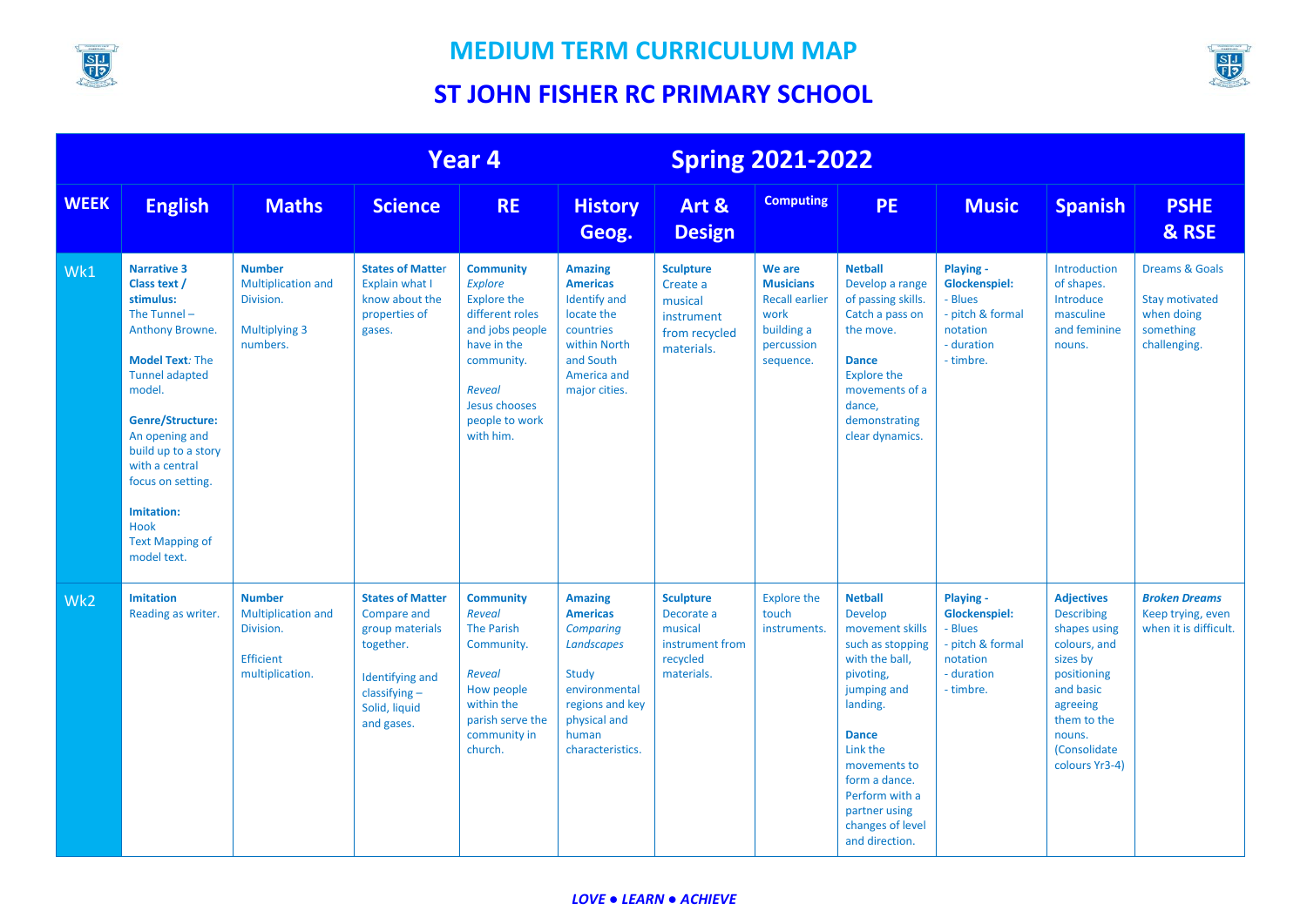# MEDIUM TERM CURRICULUM MAP

## ST JOHN FISHER RC PRIMARY SCHOOL

| Year 4 | | | | | Spring 2021-2022 | | | | | | |
|---|---|---|---|---|---|---|---|---|---|---|---|
| **WEEK** | **English** | **Maths** | **Science** | **RE** | **History Geog.** | **Art & Design** | **Computing** | **PE** | **Music** | **Spanish** | **PSHE & RSE** |
| Wk1 | **Narrative 3**<br>**Class text / stimulus:**<br>The Tunnel – Anthony Browne.<br><br>**Model Text**: The Tunnel adapted model.<br><br>**Genre/Structure:**<br>An opening and build up to a story with a central focus on setting.<br><br>**Imitation:**<br>Hook<br>Text Mapping of model text. | **Number**<br>Multiplication and Division.<br><br>Multiplying 3 numbers. | **States of Matter**<br>Explain what I know about the properties of gases. | **Community**<br>*Explore*<br>Explore the different roles and jobs people have in the community.<br><br>*Reveal*<br>Jesus chooses people to work with him. | **Amazing Americas**<br>Identify and locate the countries within North and South America and major cities. | **Sculpture**<br>Create a musical instrument from recycled materials. | **We are Musicians**<br>Recall earlier work building a percussion sequence. | **Netball**<br>Develop a range of passing skills. Catch a pass on the move.<br><br>**Dance**<br>Explore the movements of a dance, demonstrating clear dynamics. | **Playing - Glockenspiel:**<br>- Blues<br>- pitch & formal notation<br>- duration<br>- timbre. | Introduction of shapes. Introduce masculine and feminine nouns. | Dreams & Goals<br><br>Stay motivated when doing something challenging. |
| Wk2 | **Imitation**<br>Reading as writer. | **Number**<br>Multiplication and Division.<br><br>Efficient multiplication. | **States of Matter**<br>Compare and group materials together.<br><br>Identifying and classifying – Solid, liquid and gases. | **Community**<br>*Reveal*<br>The Parish Community.<br><br>*Reveal*<br>How people within the parish serve the community in church. | **Amazing Americas**<br>*Comparing Landscapes*<br><br>Study environmental regions and key physical and human characteristics. | **Sculpture**<br>Decorate a musical instrument from recycled materials. | Explore the touch instruments. | **Netball**<br>Develop movement skills such as stopping with the ball, pivoting, jumping and landing.<br><br>**Dance**<br>Link the movements to form a dance. Perform with a partner using changes of level and direction. | **Playing - Glockenspiel:**<br>- Blues<br>- pitch & formal notation<br>- duration<br>- timbre. | **Adjectives**<br>Describing shapes using colours, and sizes by positioning and basic agreeing them to the nouns. (Consolidate colours Yr3-4) | ***Broken Dreams***<br>Keep trying, even when it is difficult. |

*LOVE ● LEARN ● ACHIEVE*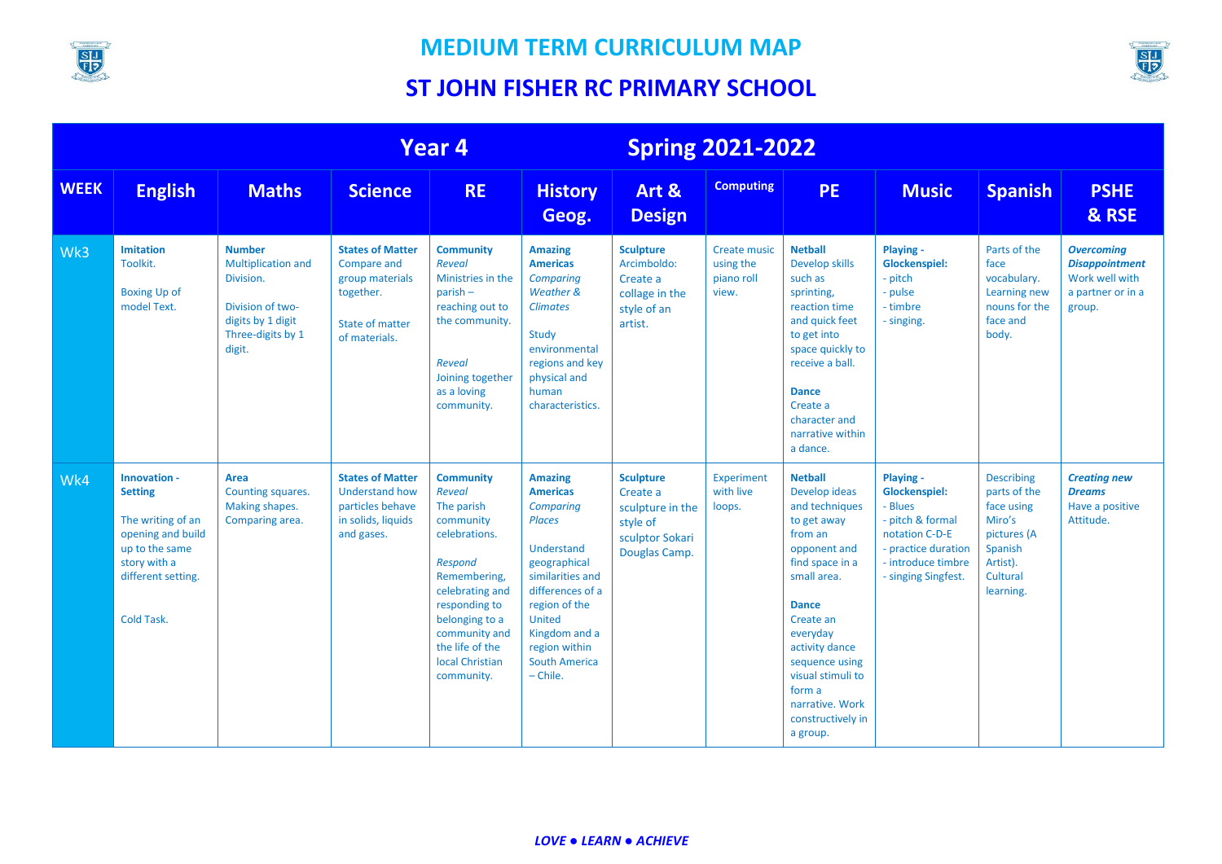# MEDIUM TERM CURRICULUM MAP

# ST JOHN FISHER RC PRIMARY SCHOOL

| Year 4 | | | | | Spring 2021-2022 | | | | | | |
|---|---|---|---|---|---|---|---|---|---|---|---|
| **WEEK** | **English** | **Maths** | **Science** | **RE** | **History Geog.** | **Art & Design** | **Computing** | **PE** | **Music** | **Spanish** | **PSHE & RSE** |
| Wk3 | **Imitation** Toolkit.<br><br>Boxing Up of model Text. | **Number** Multiplication and Division.<br><br>Division of two-digits by 1 digit Three-digits by 1 digit. | **States of Matter** Compare and group materials together.<br><br>State of matter of materials. | **Community** *Reveal* Ministries in the parish – reaching out to the community.<br><br>*Reveal* Joining together as a loving community. | **Amazing Americas** *Comparing Weather & Climates*<br><br>Study environmental regions and key physical and human characteristics. | **Sculpture** Arcimboldo: Create a collage in the style of an artist. | Create music using the piano roll view. | **Netball** Develop skills such as sprinting, reaction time and quick feet to get into space quickly to receive a ball.<br><br>**Dance** Create a character and narrative within a dance. | **Playing - Glockenspiel:**<br>- pitch<br>- pulse<br>- timbre<br>- singing. | Parts of the face vocabulary. Learning new nouns for the face and body. | ***Overcoming Disappointment*** Work well with a partner or in a group. |
| Wk4 | **Innovation - Setting**<br><br>The writing of an opening and build up to the same story with a different setting.<br><br>Cold Task. | **Area** Counting squares. Making shapes. Comparing area. | **States of Matter** Understand how particles behave in solids, liquids and gases. | **Community** *Reveal* The parish community celebrations.<br><br>*Respond* Remembering, celebrating and responding to belonging to a community and the life of the local Christian community. | **Amazing Americas** *Comparing Places*<br><br>Understand geographical similarities and differences of a region of the United Kingdom and a region within South America – Chile. | **Sculpture** Create a sculpture in the style of sculptor Sokari Douglas Camp. | Experiment with live loops. | **Netball** Develop ideas and techniques to get away from an opponent and find space in a small area.<br><br>**Dance** Create an everyday activity dance sequence using visual stimuli to form a narrative. Work constructively in a group. | **Playing - Glockenspiel:**<br>- Blues<br>- pitch & formal notation C-D-E<br>- practice duration<br>- introduce timbre<br>- singing Singfest. | Describing parts of the face using Miro's pictures (A Spanish Artist). Cultural learning. | ***Creating new Dreams*** Have a positive Attitude. |

*LOVE ● LEARN ● ACHIEVE*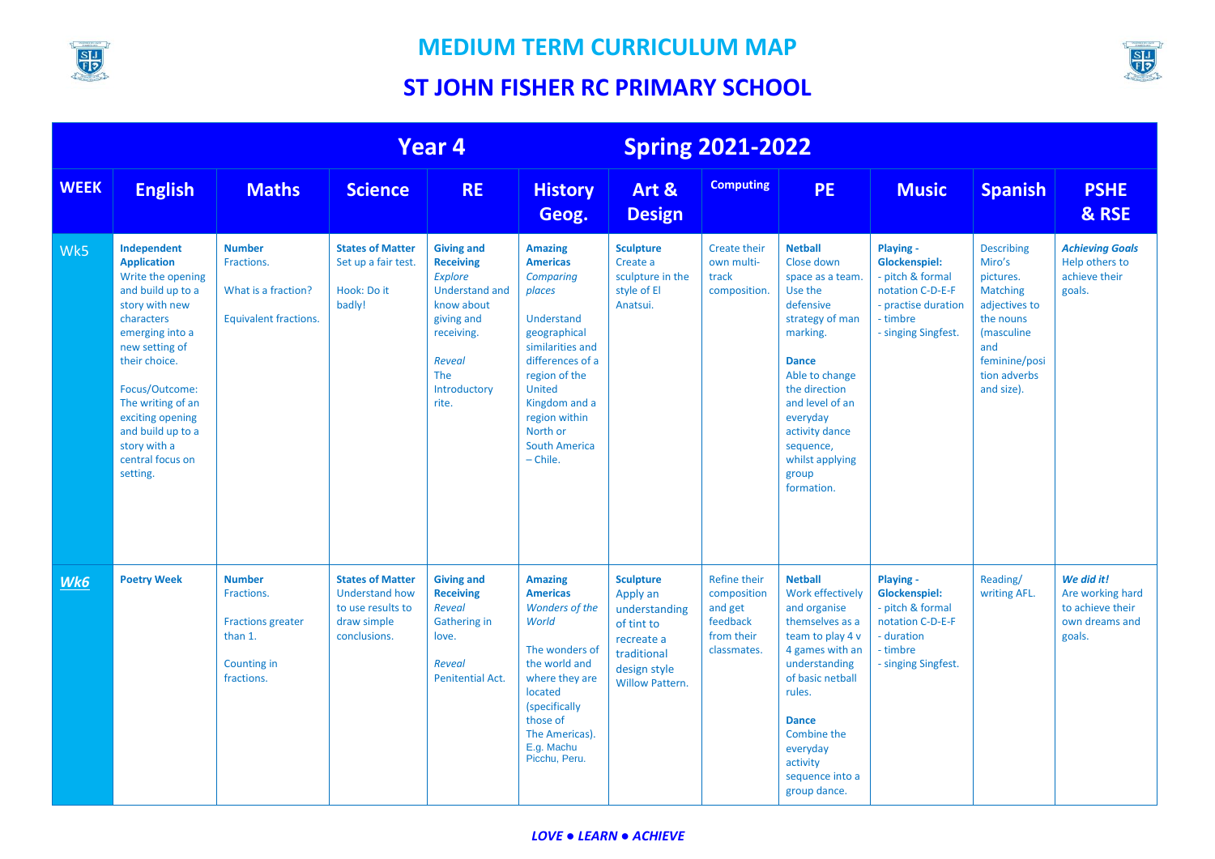# MEDIUM TERM CURRICULUM MAP

## ST JOHN FISHER RC PRIMARY SCHOOL

| Year 4 | | | | Spring 2021-2022 | | | | | | | |
|---|---|---|---|---|---|---|---|---|---|---|---|
| **WEEK** | **English** | **Maths** | **Science** | **RE** | **History Geog.** | **Art & Design** | **Computing** | **PE** | **Music** | **Spanish** | **PSHE & RSE** |
| Wk5 | **Independent Application** Write the opening and build up to a story with new characters emerging into a new setting of their choice. Focus/Outcome: The writing of an exciting opening and build up to a story with a central focus on setting. | **Number** Fractions. What is a fraction? Equivalent fractions. | **States of Matter** Set up a fair test. Hook: Do it badly! | **Giving and Receiving** *Explore* Understand and know about giving and receiving. *Reveal* The Introductory rite. | **Amazing Americas** *Comparing places* Understand geographical similarities and differences of a region of the United Kingdom and a region within North or South America – Chile. | **Sculpture** Create a sculpture in the style of El Anatsui. | Create their own multi-track composition. | **Netball** Close down space as a team. Use the defensive strategy of man marking. **Dance** Able to change the direction and level of an everyday activity dance sequence, whilst applying group formation. | **Playing - Glockenspiel:** - pitch & formal notation C-D-E-F - practise duration - timbre - singing Singfest. | Describing Miro's pictures. Matching adjectives to the nouns (masculine and feminine/position adverbs and size). | ***Achieving Goals*** Help others to achieve their goals. |
| ***Wk6*** | **Poetry Week** | **Number** Fractions. Fractions greater than 1. Counting in fractions. | **States of Matter** Understand how to use results to draw simple conclusions. | **Giving and Receiving** *Reveal* Gathering in love. *Reveal* Penitential Act. | **Amazing Americas** *Wonders of the World* The wonders of the world and where they are located (specifically those of The Americas). E.g. Machu Picchu, Peru. | **Sculpture** Apply an understanding of tint to recreate a traditional design style Willow Pattern. | Refine their composition and get feedback from their classmates. | **Netball** Work effectively and organise themselves as a team to play 4 v 4 games with an understanding of basic netball rules. **Dance** Combine the everyday activity sequence into a group dance. | **Playing - Glockenspiel:** - pitch & formal notation C-D-E-F - duration - timbre - singing Singfest. | Reading/ writing AFL. | ***We did it!*** Are working hard to achieve their own dreams and goals. |

***LOVE ● LEARN ● ACHIEVE***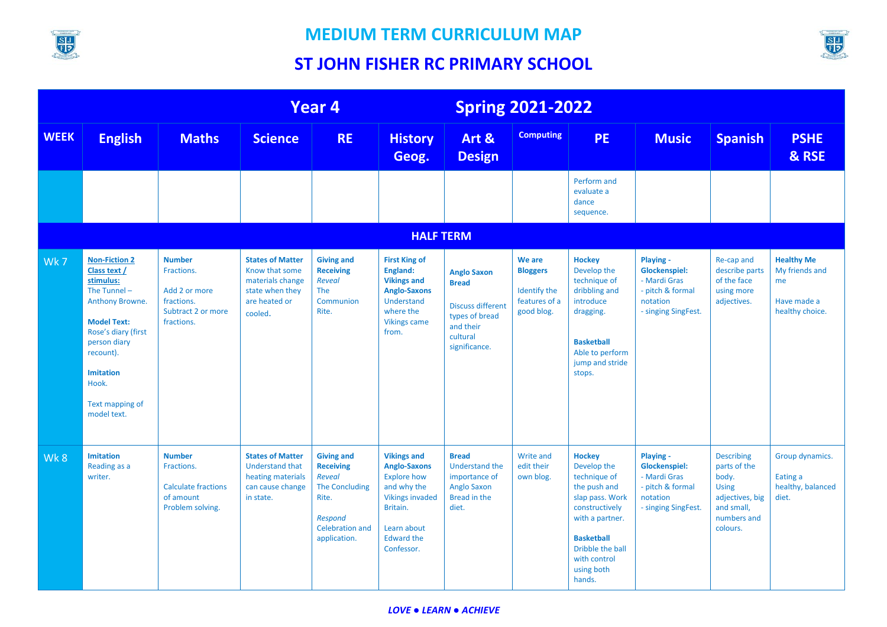# MEDIUM TERM CURRICULUM MAP

## ST JOHN FISHER RC PRIMARY SCHOOL

| Year 4 | | | | Spring 2021-2022 | | | | | | | |
|---|---|---|---|---|---|---|---|---|---|---|---|
| **WEEK** | **English** | **Maths** | **Science** | **RE** | **History Geog.** | **Art & Design** | **Computing** | **PE** | **Music** | **Spanish** | **PSHE & RSE** |
| | | | | | | | | Perform and evaluate a dance sequence. | | | |
| **HALF TERM** | | | | | | | | | | | |
| Wk 7 | **Non-Fiction 2** **Class text / stimulus:** The Tunnel – Anthony Browne. **Model Text:** Rose's diary (first person diary recount). **Imitation** Hook. Text mapping of model text. | **Number** Fractions. Add 2 or more fractions. Subtract 2 or more fractions. | **States of Matter** Know that some materials change state when they are heated or cooled. | **Giving and Receiving** *Reveal* The Communion Rite. | **First King of England: Vikings and Anglo-Saxons** Understand where the Vikings came from. | **Anglo Saxon Bread** Discuss different types of bread and their cultural significance. | **We are Bloggers** Identify the features of a good blog. | **Hockey** Develop the technique of dribbling and introduce dragging. **Basketball** Able to perform jump and stride stops. | **Playing - Glockenspiel:** - Mardi Gras - pitch & formal notation - singing SingFest. | Re-cap and describe parts of the face using more adjectives. | **Healthy Me** My friends and me Have made a healthy choice. |
| Wk 8 | **Imitation** Reading as a writer. | **Number** Fractions. Calculate fractions of amount Problem solving. | **States of Matter** Understand that heating materials can cause change in state. | **Giving and Receiving** *Reveal* The Concluding Rite. *Respond* Celebration and application. | **Vikings and Anglo-Saxons** Explore how and why the Vikings invaded Britain. Learn about Edward the Confessor. | **Bread** Understand the importance of Anglo Saxon Bread in the diet. | Write and edit their own blog. | **Hockey** Develop the technique of the push and slap pass. Work constructively with a partner. **Basketball** Dribble the ball with control using both hands. | **Playing - Glockenspiel:** - Mardi Gras - pitch & formal notation - singing SingFest. | Describing parts of the body. Using adjectives, big and small, numbers and colours. | Group dynamics. Eating a healthy, balanced diet. |

*LOVE ● LEARN ● ACHIEVE*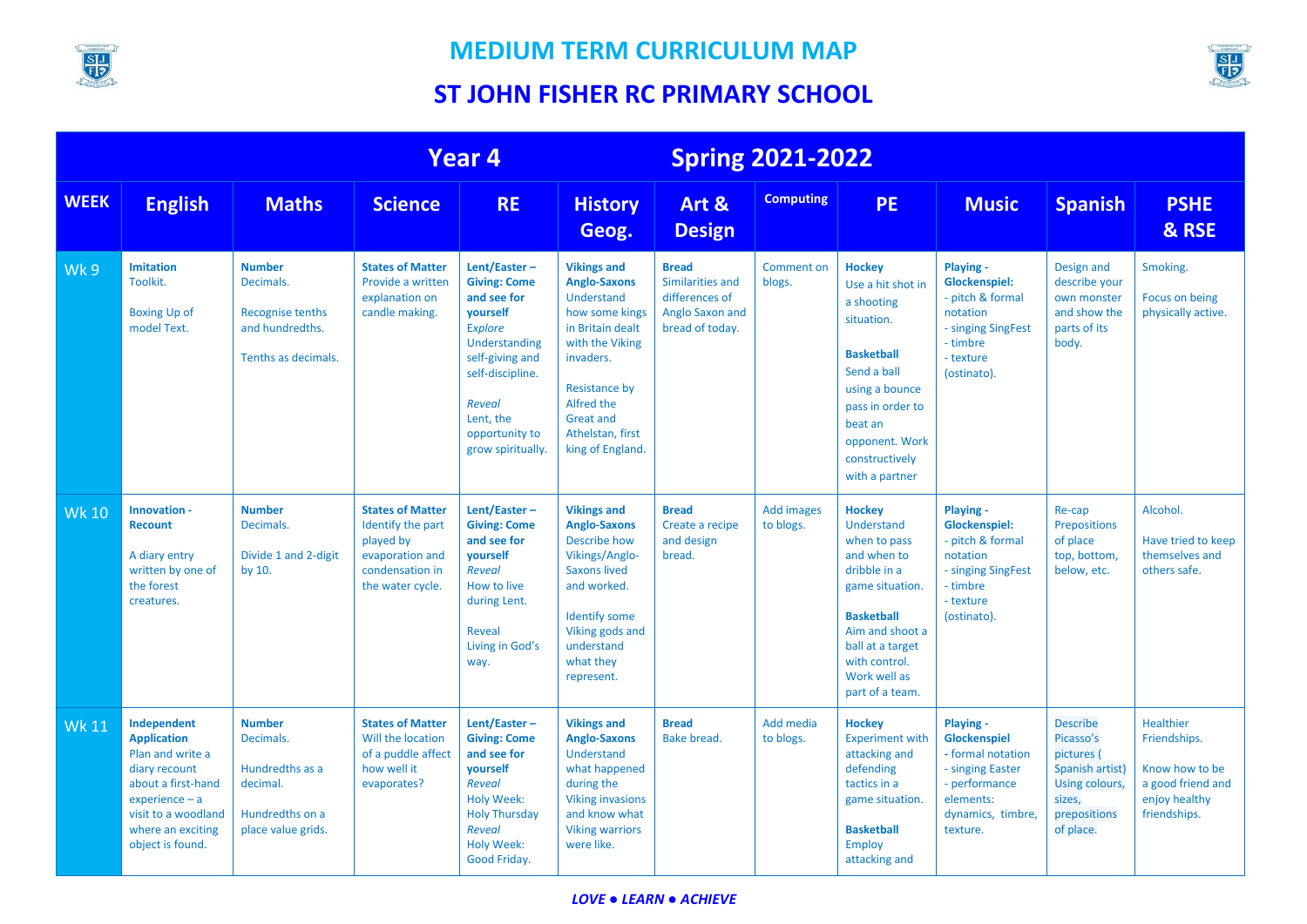# MEDIUM TERM CURRICULUM MAP

## ST JOHN FISHER RC PRIMARY SCHOOL

| Year 4 | | | | Spring 2021-2022 | | | | | | | |
|---|---|---|---|---|---|---|---|---|---|---|---|
| **WEEK** | **English** | **Maths** | **Science** | **RE** | **History Geog.** | **Art & Design** | **Computing** | **PE** | **Music** | **Spanish** | **PSHE & RSE** |
| Wk 9 | **Imitation** Toolkit.<br><br>Boxing Up of model Text. | **Number** Decimals.<br><br>Recognise tenths and hundredths.<br><br>Tenths as decimals. | **States of Matter** Provide a written explanation on candle making. | **Lent/Easter – Giving: Come and see for yourself** *Explore* Understanding self-giving and self-discipline.<br><br>*Reveal* Lent, the opportunity to grow spiritually. | **Vikings and Anglo-Saxons** Understand how some kings in Britain dealt with the Viking invaders.<br><br>Resistance by Alfred the Great and Athelstan, first king of England. | **Bread** Similarities and differences of Anglo Saxon and bread of today. | Comment on blogs. | **Hockey** Use a hit shot in a shooting situation.<br><br>**Basketball** Send a ball using a bounce pass in order to beat an opponent. Work constructively with a partner | **Playing - Glockenspiel:** - pitch & formal notation - singing SingFest - timbre - texture (ostinato). | Design and describe your own monster and show the parts of its body. | Smoking.<br><br>Focus on being physically active. |
| Wk 10 | **Innovation - Recount**<br><br>A diary entry written by one of the forest creatures. | **Number** Decimals.<br><br>Divide 1 and 2-digit by 10. | **States of Matter** Identify the part played by evaporation and condensation in the water cycle. | **Lent/Easter – Giving: Come and see for yourself** *Reveal* How to live during Lent.<br><br>Reveal Living in God's way. | **Vikings and Anglo-Saxons** Describe how Vikings/Anglo-Saxons lived and worked.<br><br>Identify some Viking gods and understand what they represent. | **Bread** Create a recipe and design bread. | Add images to blogs. | **Hockey** Understand when to pass and when to dribble in a game situation.<br><br>**Basketball** Aim and shoot a ball at a target with control. Work well as part of a team. | **Playing - Glockenspiel:** - pitch & formal notation - singing SingFest - timbre - texture (ostinato). | Re-cap Prepositions of place top, bottom, below, etc. | Alcohol.<br><br>Have tried to keep themselves and others safe. |
| Wk 11 | **Independent Application** Plan and write a diary recount about a first-hand experience – a visit to a woodland where an exciting object is found. | **Number** Decimals.<br><br>Hundredths as a decimal.<br><br>Hundredths on a place value grids. | **States of Matter** Will the location of a puddle affect how well it evaporates? | **Lent/Easter – Giving: Come and see for yourself** *Reveal* Holy Week: Holy Thursday *Reveal* Holy Week: Good Friday. | **Vikings and Anglo-Saxons** Understand what happened during the Viking invasions and know what Viking warriors were like. | **Bread** Bake bread. | Add media to blogs. | **Hockey** Experiment with attacking and defending tactics in a game situation.<br><br>**Basketball** Employ attacking and | **Playing - Glockenspiel** - formal notation - singing Easter - performance elements: dynamics, timbre, texture. | Describe Picasso's pictures ( Spanish artist) Using colours, sizes, prepositions of place. | Healthier Friendships.<br><br>Know how to be a good friend and enjoy healthy friendships. |

*LOVE ● LEARN ● ACHIEVE*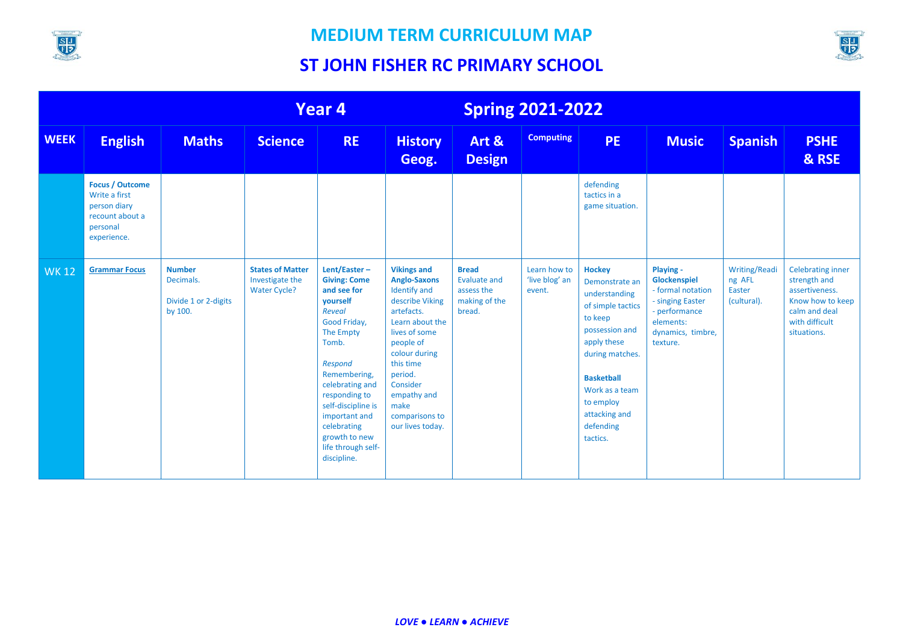# MEDIUM TERM CURRICULUM MAP

## ST JOHN FISHER RC PRIMARY SCHOOL

| Year 4 | | | | | Spring 2021-2022 | | | | | | |
|---|---|---|---|---|---|---|---|---|---|---|---|
| **WEEK** | **English** | **Maths** | **Science** | **RE** | **History Geog.** | **Art & Design** | **Computing** | **PE** | **Music** | **Spanish** | **PSHE & RSE** |
| | **Focus / Outcome** Write a first person diary recount about a personal experience. | | | | | | | defending tactics in a game situation. | | | |
| WK 12 | **Grammar Focus** | **Number** Decimals. Divide 1 or 2-digits by 100. | **States of Matter** Investigate the Water Cycle? | **Lent/Easter – Giving: Come and see for yourself** *Reveal* Good Friday, The Empty Tomb. *Respond* Remembering, celebrating and responding to self-discipline is important and celebrating growth to new life through self-discipline. | **Vikings and Anglo-Saxons** Identify and describe Viking artefacts. Learn about the lives of some people of colour during this time period. Consider empathy and make comparisons to our lives today. | **Bread** Evaluate and assess the making of the bread. | Learn how to 'live blog' an event. | **Hockey** Demonstrate an understanding of simple tactics to keep possession and apply these during matches. **Basketball** Work as a team to employ attacking and defending tactics. | **Playing - Glockenspiel** - formal notation - singing Easter - performance elements: dynamics, timbre, texture. | Writing/Reading AFL Easter (cultural). | Celebrating inner strength and assertiveness. Know how to keep calm and deal with difficult situations. |

*LOVE ● LEARN ● ACHIEVE*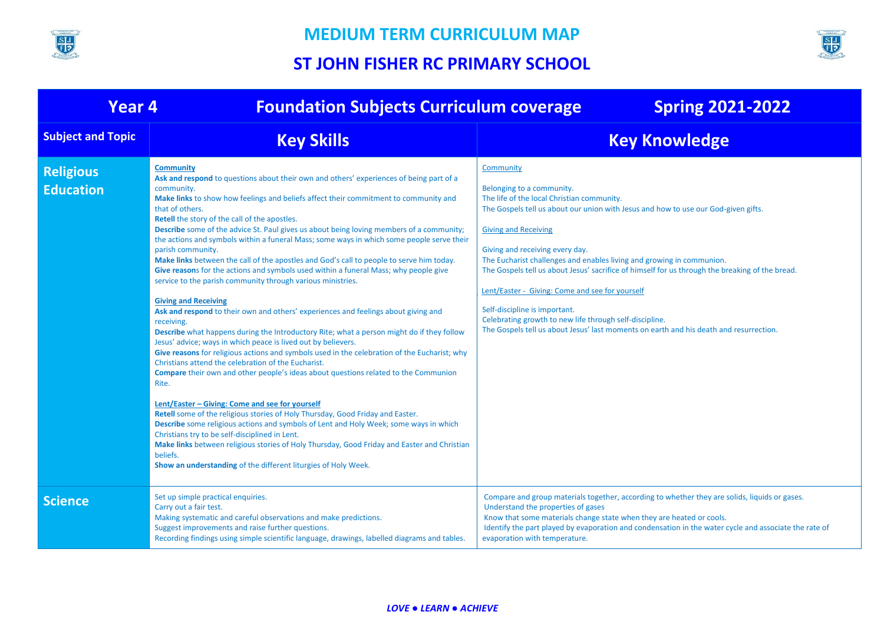# MEDIUM TERM CURRICULUM MAP

## ST JOHN FISHER RC PRIMARY SCHOOL

| Year 4 | Foundation Subjects Curriculum coverage | Spring 2021-2022 |
|---|---|---|
| **Subject and Topic** | **Key Skills** | **Key Knowledge** |
| **Religious Education** | **Community**<br>**Ask and respond** to questions about their own and others' experiences of being part of a community.<br>**Make links** to show how feelings and beliefs affect their commitment to community and that of others.<br>**Retell** the story of the call of the apostles.<br>**Describe** some of the advice St. Paul gives us about being loving members of a community; the actions and symbols within a funeral Mass; some ways in which some people serve their parish community.<br>**Make links** between the call of the apostles and God's call to people to serve him today.<br>**Give reasons** for the actions and symbols used within a funeral Mass; why people give service to the parish community through various ministries.<br><br>**Giving and Receiving**<br>**Ask and respond** to their own and others' experiences and feelings about giving and receiving.<br>**Describe** what happens during the Introductory Rite; what a person might do if they follow Jesus' advice; ways in which peace is lived out by believers.<br>**Give reasons** for religious actions and symbols used in the celebration of the Eucharist; why Christians attend the celebration of the Eucharist.<br>**Compare** their own and other people's ideas about questions related to the Communion Rite.<br><br>**Lent/Easter – Giving: Come and see for yourself**<br>**Retell** some of the religious stories of Holy Thursday, Good Friday and Easter.<br>**Describe** some religious actions and symbols of Lent and Holy Week; some ways in which Christians try to be self-disciplined in Lent.<br>**Make links** between religious stories of Holy Thursday, Good Friday and Easter and Christian beliefs.<br>**Show an understanding** of the different liturgies of Holy Week. | Community<br><br>Belonging to a community.<br>The life of the local Christian community.<br>The Gospels tell us about our union with Jesus and how to use our God-given gifts.<br><br>Giving and Receiving<br><br>Giving and receiving every day.<br>The Eucharist challenges and enables living and growing in communion.<br>The Gospels tell us about Jesus' sacrifice of himself for us through the breaking of the bread.<br><br>Lent/Easter - Giving: Come and see for yourself<br><br>Self-discipline is important.<br>Celebrating growth to new life through self-discipline.<br>The Gospels tell us about Jesus' last moments on earth and his death and resurrection. |
| **Science** | Set up simple practical enquiries.<br>Carry out a fair test.<br>Making systematic and careful observations and make predictions.<br>Suggest improvements and raise further questions.<br>Recording findings using simple scientific language, drawings, labelled diagrams and tables. | Compare and group materials together, according to whether they are solids, liquids or gases.<br>Understand the properties of gases<br>Know that some materials change state when they are heated or cools.<br>Identify the part played by evaporation and condensation in the water cycle and associate the rate of evaporation with temperature. |

*LOVE ● LEARN ● ACHIEVE*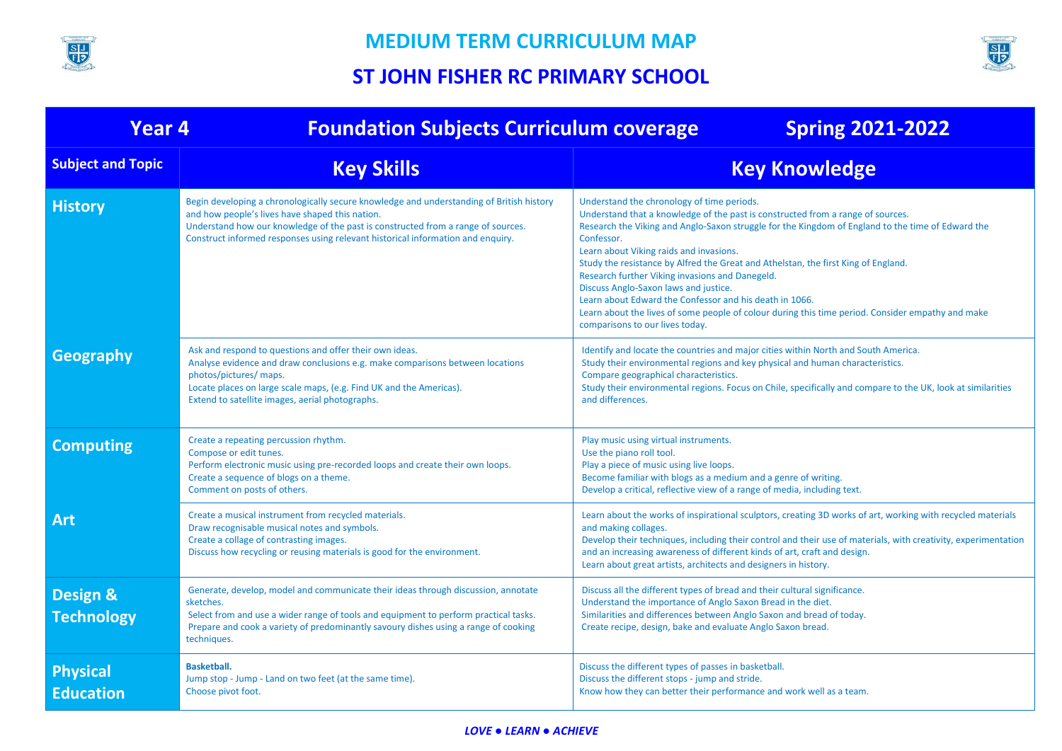# MEDIUM TERM CURRICULUM MAP

## ST JOHN FISHER RC PRIMARY SCHOOL

| Year 4 | Foundation Subjects Curriculum coverage | Spring 2021-2022 |
|---|---|---|
| **Subject and Topic** | **Key Skills** | **Key Knowledge** |
| **History** | Begin developing a chronologically secure knowledge and understanding of British history and how people's lives have shaped this nation.<br>Understand how our knowledge of the past is constructed from a range of sources.<br>Construct informed responses using relevant historical information and enquiry. | Understand the chronology of time periods.<br>Understand that a knowledge of the past is constructed from a range of sources.<br>Research the Viking and Anglo-Saxon struggle for the Kingdom of England to the time of Edward the Confessor.<br>Learn about Viking raids and invasions.<br>Study the resistance by Alfred the Great and Athelstan, the first King of England.<br>Research further Viking invasions and Danegeld.<br>Discuss Anglo-Saxon laws and justice.<br>Learn about Edward the Confessor and his death in 1066.<br>Learn about the lives of some people of colour during this time period. Consider empathy and make comparisons to our lives today. |
| **Geography** | Ask and respond to questions and offer their own ideas.<br>Analyse evidence and draw conclusions e.g. make comparisons between locations photos/pictures/ maps.<br>Locate places on large scale maps, (e.g. Find UK and the Americas).<br>Extend to satellite images, aerial photographs. | Identify and locate the countries and major cities within North and South America.<br>Study their environmental regions and key physical and human characteristics.<br>Compare geographical characteristics.<br>Study their environmental regions. Focus on Chile, specifically and compare to the UK, look at similarities and differences. |
| **Computing** | Create a repeating percussion rhythm.<br>Compose or edit tunes.<br>Perform electronic music using pre-recorded loops and create their own loops.<br>Create a sequence of blogs on a theme.<br>Comment on posts of others. | Play music using virtual instruments.<br>Use the piano roll tool.<br>Play a piece of music using live loops.<br>Become familiar with blogs as a medium and a genre of writing.<br>Develop a critical, reflective view of a range of media, including text. |
| **Art** | Create a musical instrument from recycled materials.<br>Draw recognisable musical notes and symbols.<br>Create a collage of contrasting images.<br>Discuss how recycling or reusing materials is good for the environment. | Learn about the works of inspirational sculptors, creating 3D works of art, working with recycled materials and making collages.<br>Develop their techniques, including their control and their use of materials, with creativity, experimentation and an increasing awareness of different kinds of art, craft and design.<br>Learn about great artists, architects and designers in history. |
| **Design & Technology** | Generate, develop, model and communicate their ideas through discussion, annotate sketches.<br>Select from and use a wider range of tools and equipment to perform practical tasks.<br>Prepare and cook a variety of predominantly savoury dishes using a range of cooking techniques. | Discuss all the different types of bread and their cultural significance.<br>Understand the importance of Anglo Saxon Bread in the diet.<br>Similarities and differences between Anglo Saxon and bread of today.<br>Create recipe, design, bake and evaluate Anglo Saxon bread. |
| **Physical Education** | **Basketball.**<br>Jump stop - Jump - Land on two feet (at the same time).<br>Choose pivot foot. | Discuss the different types of passes in basketball.<br>Discuss the different stops - jump and stride.<br>Know how they can better their performance and work well as a team. |

*LOVE ● LEARN ● ACHIEVE*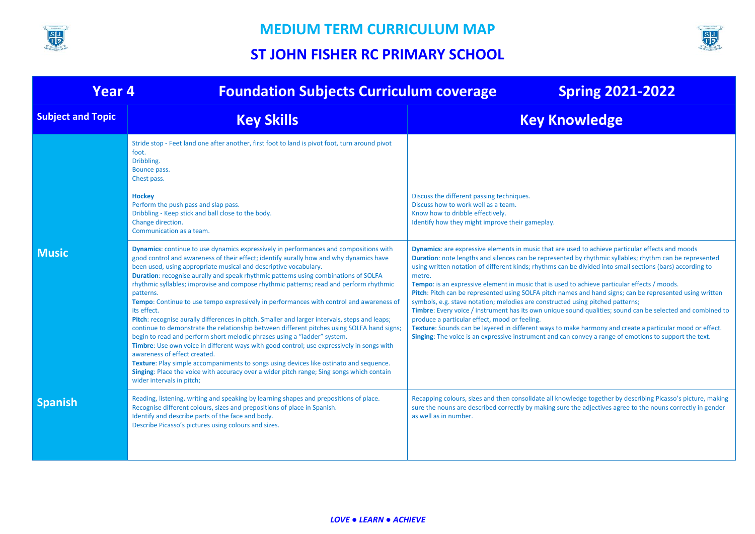# MEDIUM TERM CURRICULUM MAP

## ST JOHN FISHER RC PRIMARY SCHOOL

| Year 4 | Foundation Subjects Curriculum coverage | Spring 2021-2022 |
|---|---|---|
| **Subject and Topic** | **Key Skills** | **Key Knowledge** |
| | Stride stop - Feet land one after another, first foot to land is pivot foot, turn around pivot foot.<br>Dribbling.<br>Bounce pass.<br>Chest pass.<br><br>**Hockey**<br>Perform the push pass and slap pass.<br>Dribbling - Keep stick and ball close to the body.<br>Change direction.<br>Communication as a team. | Discuss the different passing techniques.<br>Discuss how to work well as a team.<br>Know how to dribble effectively.<br>Identify how they might improve their gameplay. |
| **Music** | **Dynamics**: continue to use dynamics expressively in performances and compositions with good control and awareness of their effect; identify aurally how and why dynamics have been used, using appropriate musical and descriptive vocabulary.<br>**Duration**: recognise aurally and speak rhythmic patterns using combinations of SOLFA rhythmic syllables; improvise and compose rhythmic patterns; read and perform rhythmic patterns.<br>**Tempo**: Continue to use tempo expressively in performances with control and awareness of its effect.<br>**Pitch**: recognise aurally differences in pitch. Smaller and larger intervals, steps and leaps; continue to demonstrate the relationship between different pitches using SOLFA hand signs; begin to read and perform short melodic phrases using a "ladder" system.<br>**Timbre**: Use own voice in different ways with good control; use expressively in songs with awareness of effect created.<br>**Texture**: Play simple accompaniments to songs using devices like ostinato and sequence.<br>**Singing**: Place the voice with accuracy over a wider pitch range; Sing songs which contain wider intervals in pitch; | **Dynamics**: are expressive elements in music that are used to achieve particular effects and moods<br>**Duration**: note lengths and silences can be represented by rhythmic syllables; rhythm can be represented using written notation of different kinds; rhythms can be divided into small sections (bars) according to metre.<br>**Tempo**: is an expressive element in music that is used to achieve particular effects / moods.<br>**Pitch**: Pitch can be represented using SOLFA pitch names and hand signs; can be represented using written symbols, e.g. stave notation; melodies are constructed using pitched patterns;<br>**Timbre**: Every voice / instrument has its own unique sound qualities; sound can be selected and combined to produce a particular effect, mood or feeling.<br>**Texture**: Sounds can be layered in different ways to make harmony and create a particular mood or effect.<br>**Singing**: The voice is an expressive instrument and can convey a range of emotions to support the text. |
| **Spanish** | Reading, listening, writing and speaking by learning shapes and prepositions of place.<br>Recognise different colours, sizes and prepositions of place in Spanish.<br>Identify and describe parts of the face and body.<br>Describe Picasso's pictures using colours and sizes. | Recapping colours, sizes and then consolidate all knowledge together by describing Picasso's picture, making sure the nouns are described correctly by making sure the adjectives agree to the nouns correctly in gender as well as in number. |

*LOVE ● LEARN ● ACHIEVE*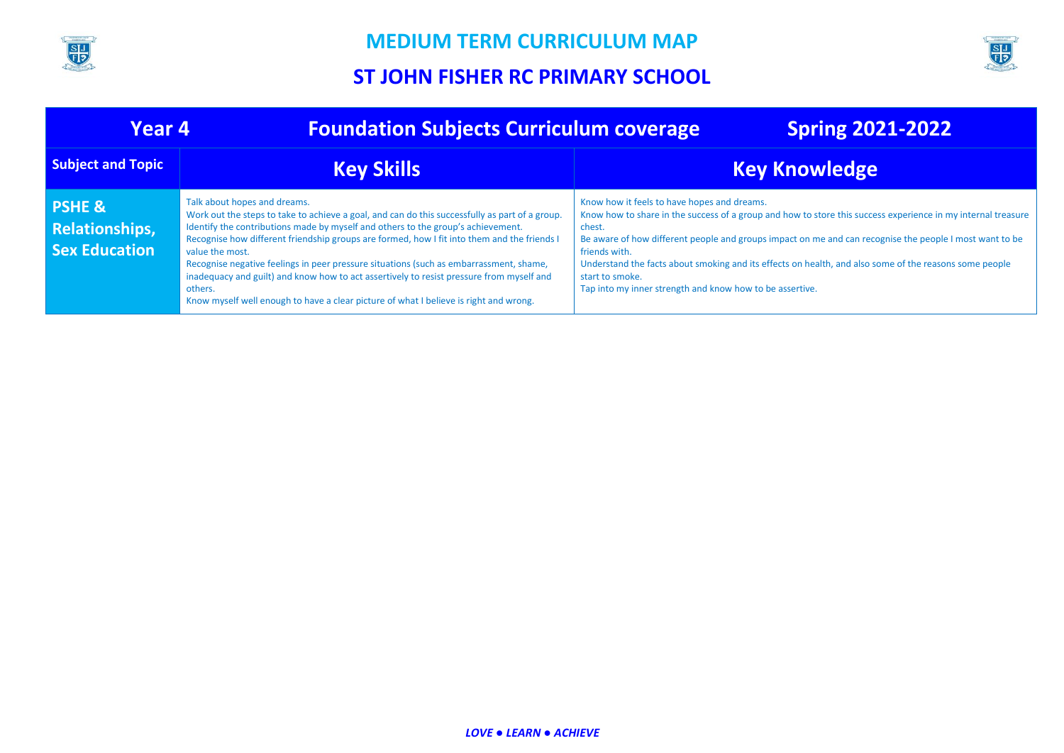# MEDIUM TERM CURRICULUM MAP

## ST JOHN FISHER RC PRIMARY SCHOOL

| Year 4 | Foundation Subjects Curriculum coverage | Spring 2021-2022 |
|---|---|---|
| **Subject and Topic** | **Key Skills** | **Key Knowledge** |
| **PSHE & Relationships, Sex Education** | Talk about hopes and dreams.<br>Work out the steps to take to achieve a goal, and can do this successfully as part of a group.<br>Identify the contributions made by myself and others to the group's achievement.<br>Recognise how different friendship groups are formed, how I fit into them and the friends I value the most.<br>Recognise negative feelings in peer pressure situations (such as embarrassment, shame, inadequacy and guilt) and know how to act assertively to resist pressure from myself and others.<br>Know myself well enough to have a clear picture of what I believe is right and wrong. | Know how it feels to have hopes and dreams.<br>Know how to share in the success of a group and how to store this success experience in my internal treasure chest.<br>Be aware of how different people and groups impact on me and can recognise the people I most want to be friends with.<br>Understand the facts about smoking and its effects on health, and also some of the reasons some people start to smoke.<br>Tap into my inner strength and know how to be assertive. |

*LOVE ● LEARN ● ACHIEVE*